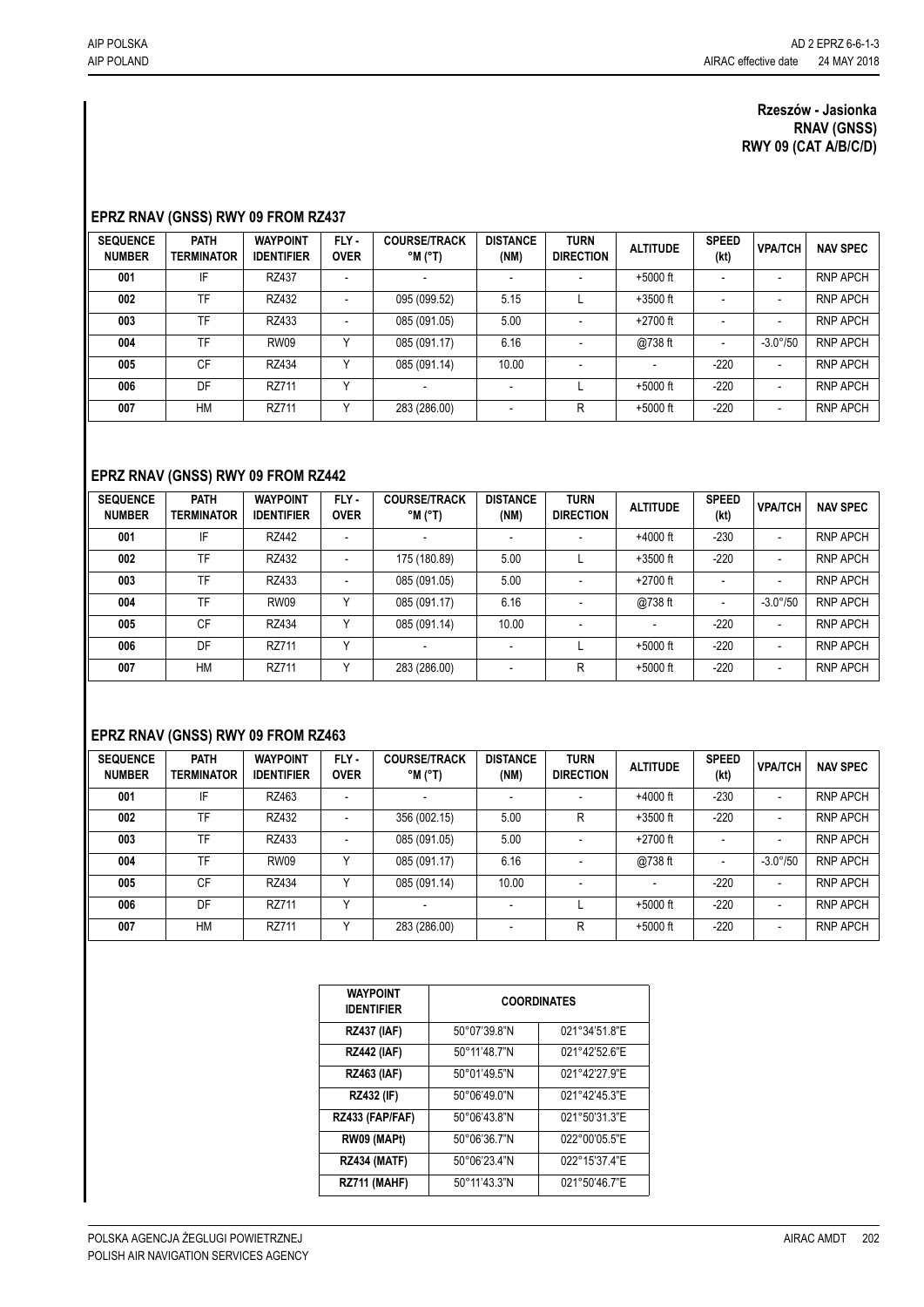**Rzeszów - Jasionka**
**RNAV (GNSS)**
**RWY 09 (CAT A/B/C/D)**

## EPRZ RNAV (GNSS) RWY 09 FROM RZ437

| SEQUENCE NUMBER | PATH TERMINATOR | WAYPOINT IDENTIFIER | FLY - OVER | COURSE/TRACK °M (°T) | DISTANCE (NM) | TURN DIRECTION | ALTITUDE | SPEED (kt) | VPA/TCH | NAV SPEC |
|---|---|---|---|---|---|---|---|---|---|---|
| 001 | IF | RZ437 | - | - | - | - | +5000 ft | - | - | RNP APCH |
| 002 | TF | RZ432 | - | 095 (099.52) | 5.15 | L | +3500 ft | - | - | RNP APCH |
| 003 | TF | RZ433 | - | 085 (091.05) | 5.00 | - | +2700 ft | - | - | RNP APCH |
| 004 | TF | RW09 | Y | 085 (091.17) | 6.16 | - | @738 ft | - | -3.0°/50 | RNP APCH |
| 005 | CF | RZ434 | Y | 085 (091.14) | 10.00 | - | - | -220 | - | RNP APCH |
| 006 | DF | RZ711 | Y | - | - | L | +5000 ft | -220 | - | RNP APCH |
| 007 | HM | RZ711 | Y | 283 (286.00) | - | R | +5000 ft | -220 | - | RNP APCH |

## EPRZ RNAV (GNSS) RWY 09 FROM RZ442

| SEQUENCE NUMBER | PATH TERMINATOR | WAYPOINT IDENTIFIER | FLY - OVER | COURSE/TRACK °M (°T) | DISTANCE (NM) | TURN DIRECTION | ALTITUDE | SPEED (kt) | VPA/TCH | NAV SPEC |
|---|---|---|---|---|---|---|---|---|---|---|
| 001 | IF | RZ442 | - | - | - | - | +4000 ft | -230 | - | RNP APCH |
| 002 | TF | RZ432 | - | 175 (180.89) | 5.00 | L | +3500 ft | -220 | - | RNP APCH |
| 003 | TF | RZ433 | - | 085 (091.05) | 5.00 | - | +2700 ft | - | - | RNP APCH |
| 004 | TF | RW09 | Y | 085 (091.17) | 6.16 | - | @738 ft | - | -3.0°/50 | RNP APCH |
| 005 | CF | RZ434 | Y | 085 (091.14) | 10.00 | - | - | -220 | - | RNP APCH |
| 006 | DF | RZ711 | Y | - | - | L | +5000 ft | -220 | - | RNP APCH |
| 007 | HM | RZ711 | Y | 283 (286.00) | - | R | +5000 ft | -220 | - | RNP APCH |

## EPRZ RNAV (GNSS) RWY 09 FROM RZ463

| SEQUENCE NUMBER | PATH TERMINATOR | WAYPOINT IDENTIFIER | FLY - OVER | COURSE/TRACK °M (°T) | DISTANCE (NM) | TURN DIRECTION | ALTITUDE | SPEED (kt) | VPA/TCH | NAV SPEC |
|---|---|---|---|---|---|---|---|---|---|---|
| 001 | IF | RZ463 | - | - | - | - | +4000 ft | -230 | - | RNP APCH |
| 002 | TF | RZ432 | - | 356 (002.15) | 5.00 | R | +3500 ft | -220 | - | RNP APCH |
| 003 | TF | RZ433 | - | 085 (091.05) | 5.00 | - | +2700 ft | - | - | RNP APCH |
| 004 | TF | RW09 | Y | 085 (091.17) | 6.16 | - | @738 ft | - | -3.0°/50 | RNP APCH |
| 005 | CF | RZ434 | Y | 085 (091.14) | 10.00 | - | - | -220 | - | RNP APCH |
| 006 | DF | RZ711 | Y | - | - | L | +5000 ft | -220 | - | RNP APCH |
| 007 | HM | RZ711 | Y | 283 (286.00) | - | R | +5000 ft | -220 | - | RNP APCH |

| WAYPOINT IDENTIFIER | COORDINATES | |
|---|---|---|
| **RZ437 (IAF)** | 50°07'39.8"N | 021°34'51.8"E |
| **RZ442 (IAF)** | 50°11'48.7"N | 021°42'52.6"E |
| **RZ463 (IAF)** | 50°01'49.5"N | 021°42'27.9"E |
| **RZ432 (IF)** | 50°06'49.0"N | 021°42'45.3"E |
| **RZ433 (FAP/FAF)** | 50°06'43.8"N | 021°50'31.3"E |
| **RW09 (MAPt)** | 50°06'36.7"N | 022°00'05.5"E |
| **RZ434 (MATF)** | 50°06'23.4"N | 022°15'37.4"E |
| **RZ711 (MAHF)** | 50°11'43.3"N | 021°50'46.7"E |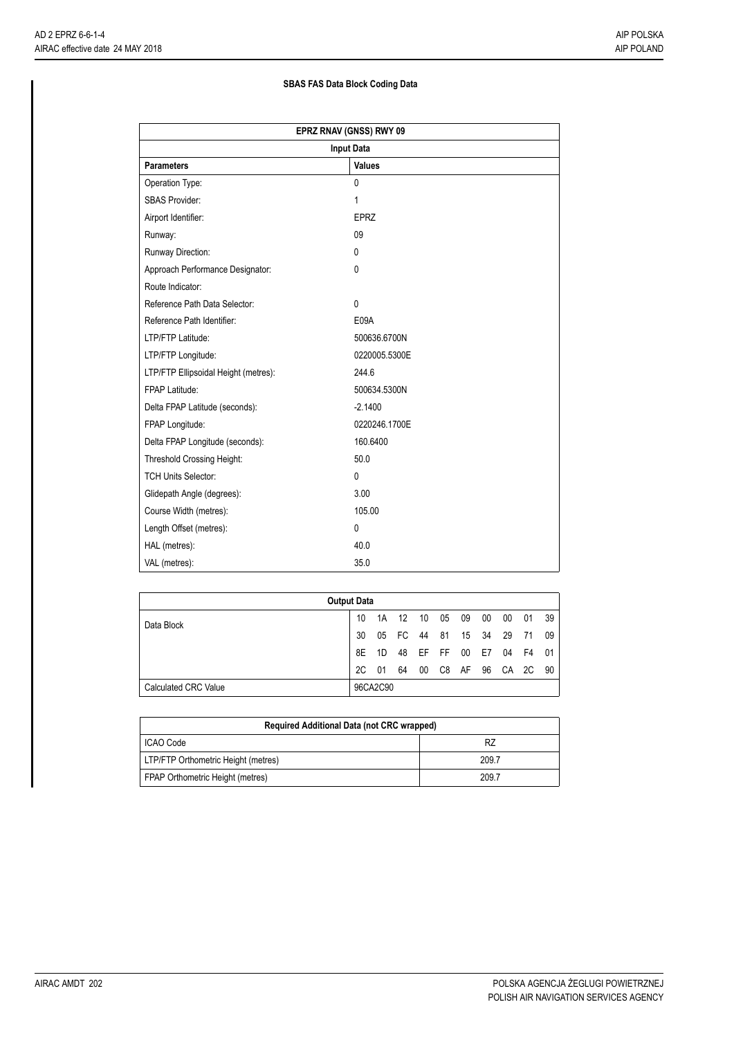**SBAS FAS Data Block Coding Data**

| EPRZ RNAV (GNSS) RWY 09 | |
|---|---|
| **Input Data** | |
| **Parameters** | **Values** |
| Operation Type: | 0 |
| SBAS Provider: | 1 |
| Airport Identifier: | EPRZ |
| Runway: | 09 |
| Runway Direction: | 0 |
| Approach Performance Designator: | 0 |
| Route Indicator: | |
| Reference Path Data Selector: | 0 |
| Reference Path Identifier: | E09A |
| LTP/FTP Latitude: | 500636.6700N |
| LTP/FTP Longitude: | 0220005.5300E |
| LTP/FTP Ellipsoidal Height (metres): | 244.6 |
| FPAP Latitude: | 500634.5300N |
| Delta FPAP Latitude (seconds): | -2.1400 |
| FPAP Longitude: | 0220246.1700E |
| Delta FPAP Longitude (seconds): | 160.6400 |
| Threshold Crossing Height: | 50.0 |
| TCH Units Selector: | 0 |
| Glidepath Angle (degrees): | 3.00 |
| Course Width (metres): | 105.00 |
| Length Offset (metres): | 0 |
| HAL (metres): | 40.0 |
| VAL (metres): | 35.0 |

| Output Data | | | | | | | | | | |
|---|---|---|---|---|---|---|---|---|---|---|
| Data Block | 10 | 1A | 12 | 10 | 05 | 09 | 00 | 00 | 01 | 39 |
| | 30 | 05 | FC | 44 | 81 | 15 | 34 | 29 | 71 | 09 |
| | 8E | 1D | 48 | EF | FF | 00 | E7 | 04 | F4 | 01 |
| | 2C | 01 | 64 | 00 | C8 | AF | 96 | CA | 2C | 90 |
| Calculated CRC Value | 96CA2C90 | | | | | | | | | |

| Required Additional Data (not CRC wrapped) | |
|---|---|
| ICAO Code | RZ |
| LTP/FTP Orthometric Height (metres) | 209.7 |
| FPAP Orthometric Height (metres) | 209.7 |